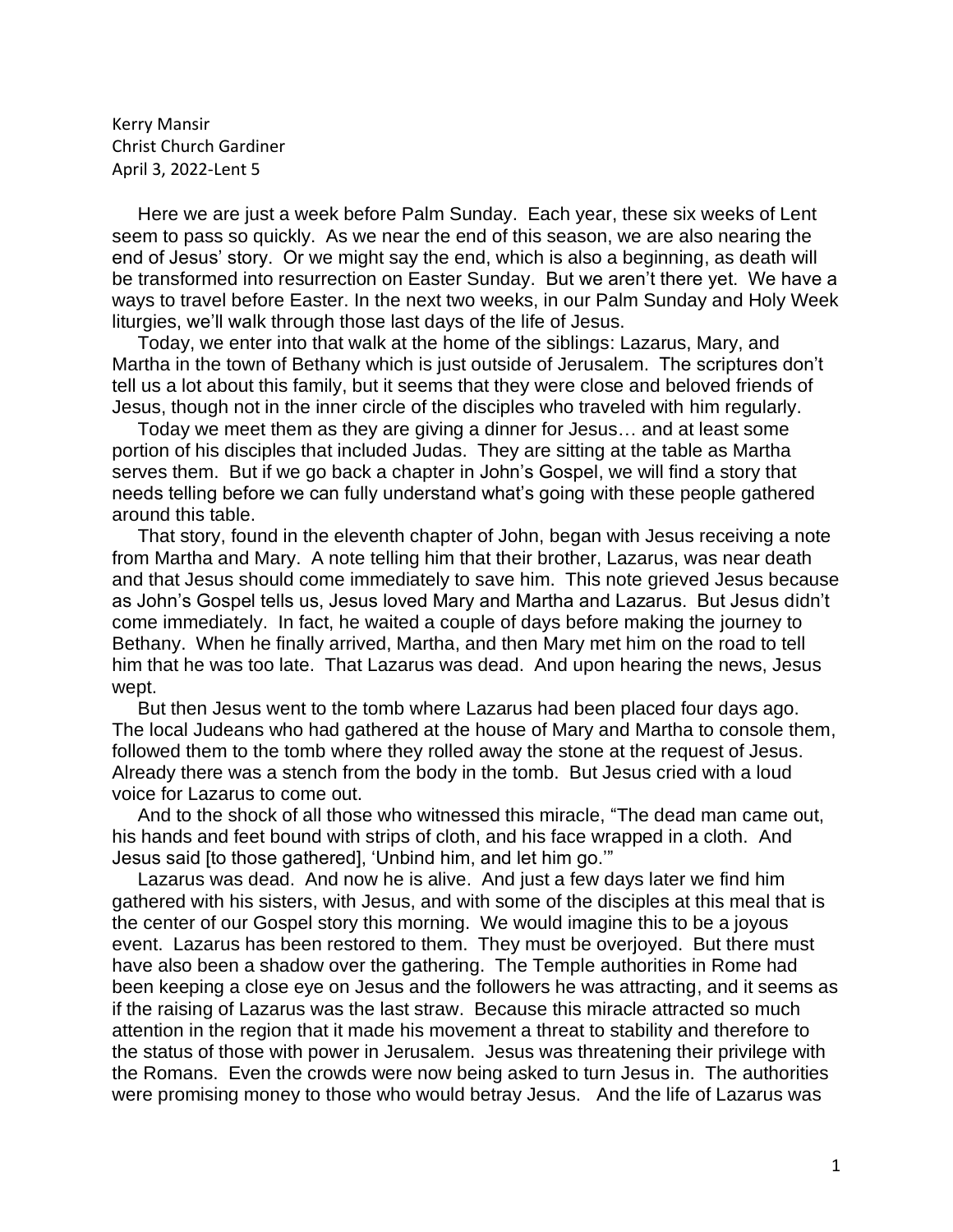Kerry Mansir
Christ Church Gardiner
April 3, 2022-Lent 5

Here we are just a week before Palm Sunday. Each year, these six weeks of Lent seem to pass so quickly. As we near the end of this season, we are also nearing the end of Jesus' story. Or we might say the end, which is also a beginning, as death will be transformed into resurrection on Easter Sunday. But we aren't there yet. We have a ways to travel before Easter. In the next two weeks, in our Palm Sunday and Holy Week liturgies, we'll walk through those last days of the life of Jesus.

Today, we enter into that walk at the home of the siblings: Lazarus, Mary, and Martha in the town of Bethany which is just outside of Jerusalem. The scriptures don't tell us a lot about this family, but it seems that they were close and beloved friends of Jesus, though not in the inner circle of the disciples who traveled with him regularly.

Today we meet them as they are giving a dinner for Jesus… and at least some portion of his disciples that included Judas. They are sitting at the table as Martha serves them. But if we go back a chapter in John's Gospel, we will find a story that needs telling before we can fully understand what's going with these people gathered around this table.

That story, found in the eleventh chapter of John, began with Jesus receiving a note from Martha and Mary. A note telling him that their brother, Lazarus, was near death and that Jesus should come immediately to save him. This note grieved Jesus because as John's Gospel tells us, Jesus loved Mary and Martha and Lazarus. But Jesus didn't come immediately. In fact, he waited a couple of days before making the journey to Bethany. When he finally arrived, Martha, and then Mary met him on the road to tell him that he was too late. That Lazarus was dead. And upon hearing the news, Jesus wept.

But then Jesus went to the tomb where Lazarus had been placed four days ago. The local Judeans who had gathered at the house of Mary and Martha to console them, followed them to the tomb where they rolled away the stone at the request of Jesus. Already there was a stench from the body in the tomb. But Jesus cried with a loud voice for Lazarus to come out.

And to the shock of all those who witnessed this miracle, "The dead man came out, his hands and feet bound with strips of cloth, and his face wrapped in a cloth. And Jesus said [to those gathered], 'Unbind him, and let him go.'"

Lazarus was dead. And now he is alive. And just a few days later we find him gathered with his sisters, with Jesus, and with some of the disciples at this meal that is the center of our Gospel story this morning. We would imagine this to be a joyous event. Lazarus has been restored to them. They must be overjoyed. But there must have also been a shadow over the gathering. The Temple authorities in Rome had been keeping a close eye on Jesus and the followers he was attracting, and it seems as if the raising of Lazarus was the last straw. Because this miracle attracted so much attention in the region that it made his movement a threat to stability and therefore to the status of those with power in Jerusalem. Jesus was threatening their privilege with the Romans. Even the crowds were now being asked to turn Jesus in. The authorities were promising money to those who would betray Jesus. And the life of Lazarus was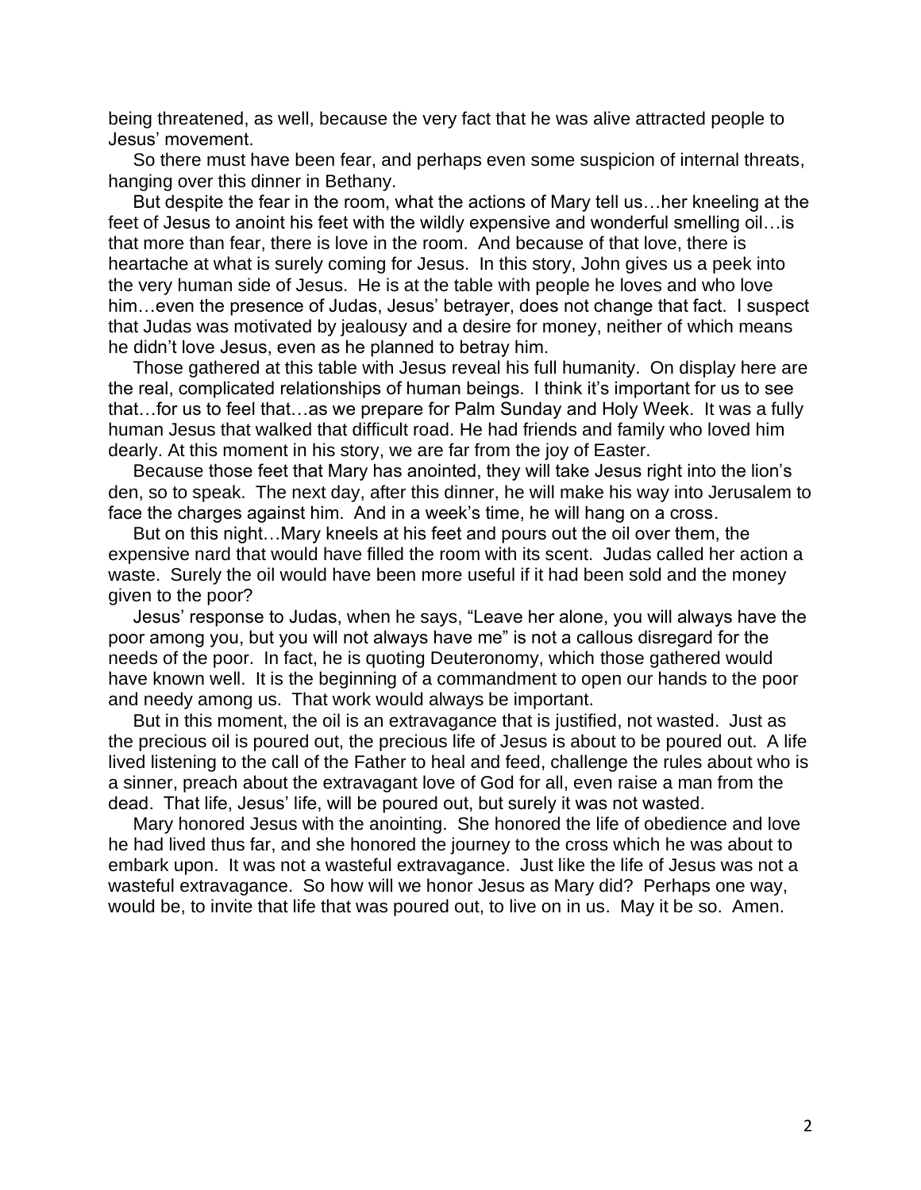being threatened, as well, because the very fact that he was alive attracted people to Jesus' movement.

So there must have been fear, and perhaps even some suspicion of internal threats, hanging over this dinner in Bethany.

But despite the fear in the room, what the actions of Mary tell us…her kneeling at the feet of Jesus to anoint his feet with the wildly expensive and wonderful smelling oil…is that more than fear, there is love in the room. And because of that love, there is heartache at what is surely coming for Jesus. In this story, John gives us a peek into the very human side of Jesus. He is at the table with people he loves and who love him…even the presence of Judas, Jesus' betrayer, does not change that fact. I suspect that Judas was motivated by jealousy and a desire for money, neither of which means he didn't love Jesus, even as he planned to betray him.

Those gathered at this table with Jesus reveal his full humanity. On display here are the real, complicated relationships of human beings. I think it's important for us to see that…for us to feel that…as we prepare for Palm Sunday and Holy Week. It was a fully human Jesus that walked that difficult road. He had friends and family who loved him dearly. At this moment in his story, we are far from the joy of Easter.

Because those feet that Mary has anointed, they will take Jesus right into the lion's den, so to speak. The next day, after this dinner, he will make his way into Jerusalem to face the charges against him. And in a week's time, he will hang on a cross.

But on this night…Mary kneels at his feet and pours out the oil over them, the expensive nard that would have filled the room with its scent. Judas called her action a waste. Surely the oil would have been more useful if it had been sold and the money given to the poor?

Jesus' response to Judas, when he says, "Leave her alone, you will always have the poor among you, but you will not always have me" is not a callous disregard for the needs of the poor. In fact, he is quoting Deuteronomy, which those gathered would have known well. It is the beginning of a commandment to open our hands to the poor and needy among us. That work would always be important.

But in this moment, the oil is an extravagance that is justified, not wasted. Just as the precious oil is poured out, the precious life of Jesus is about to be poured out. A life lived listening to the call of the Father to heal and feed, challenge the rules about who is a sinner, preach about the extravagant love of God for all, even raise a man from the dead. That life, Jesus' life, will be poured out, but surely it was not wasted.

Mary honored Jesus with the anointing. She honored the life of obedience and love he had lived thus far, and she honored the journey to the cross which he was about to embark upon. It was not a wasteful extravagance. Just like the life of Jesus was not a wasteful extravagance. So how will we honor Jesus as Mary did? Perhaps one way, would be, to invite that life that was poured out, to live on in us. May it be so. Amen.